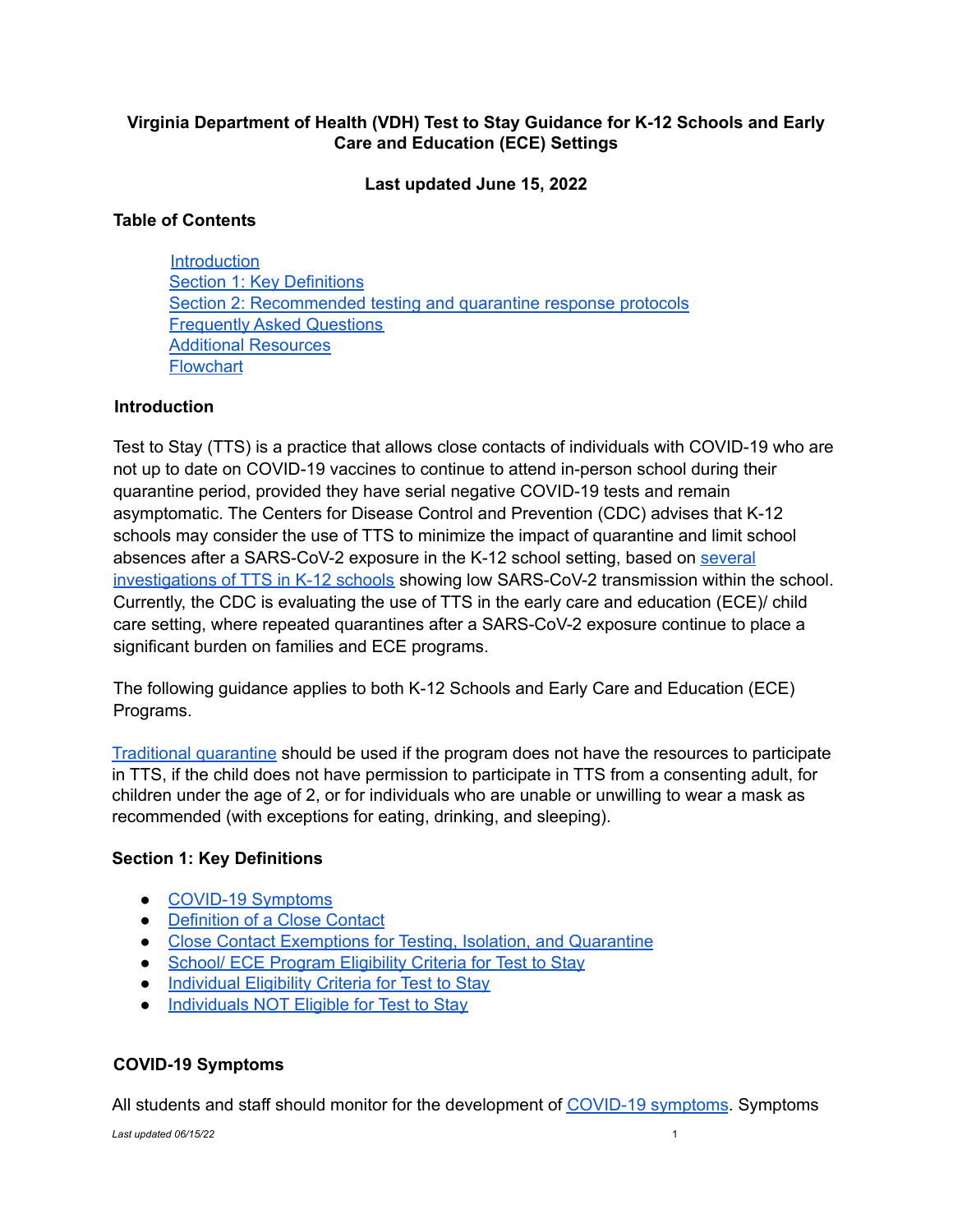# Virginia Department of Health (VDH) Test to Stay Guidance for K-12 Schools and Early Care and Education (ECE) Settings

**Last updated June 15, 2022**

**Table of Contents**

- Introduction
- Section 1: Key Definitions
- Section 2: Recommended testing and quarantine response protocols
- Frequently Asked Questions
- Additional Resources
- Flowchart

## Introduction

Test to Stay (TTS) is a practice that allows close contacts of individuals with COVID-19 who are not up to date on COVID-19 vaccines to continue to attend in-person school during their quarantine period, provided they have serial negative COVID-19 tests and remain asymptomatic. The Centers for Disease Control and Prevention (CDC) advises that K-12 schools may consider the use of TTS to minimize the impact of quarantine and limit school absences after a SARS-CoV-2 exposure in the K-12 school setting, based on several investigations of TTS in K-12 schools showing low SARS-CoV-2 transmission within the school. Currently, the CDC is evaluating the use of TTS in the early care and education (ECE)/ child care setting, where repeated quarantines after a SARS-CoV-2 exposure continue to place a significant burden on families and ECE programs.

The following guidance applies to both K-12 Schools and Early Care and Education (ECE) Programs.

Traditional quarantine should be used if the program does not have the resources to participate in TTS, if the child does not have permission to participate in TTS from a consenting adult, for children under the age of 2, or for individuals who are unable or unwilling to wear a mask as recommended (with exceptions for eating, drinking, and sleeping).

## Section 1: Key Definitions

- COVID-19 Symptoms
- Definition of a Close Contact
- Close Contact Exemptions for Testing, Isolation, and Quarantine
- School/ ECE Program Eligibility Criteria for Test to Stay
- Individual Eligibility Criteria for Test to Stay
- Individuals NOT Eligible for Test to Stay

### COVID-19 Symptoms

All students and staff should monitor for the development of COVID-19 symptoms. Symptoms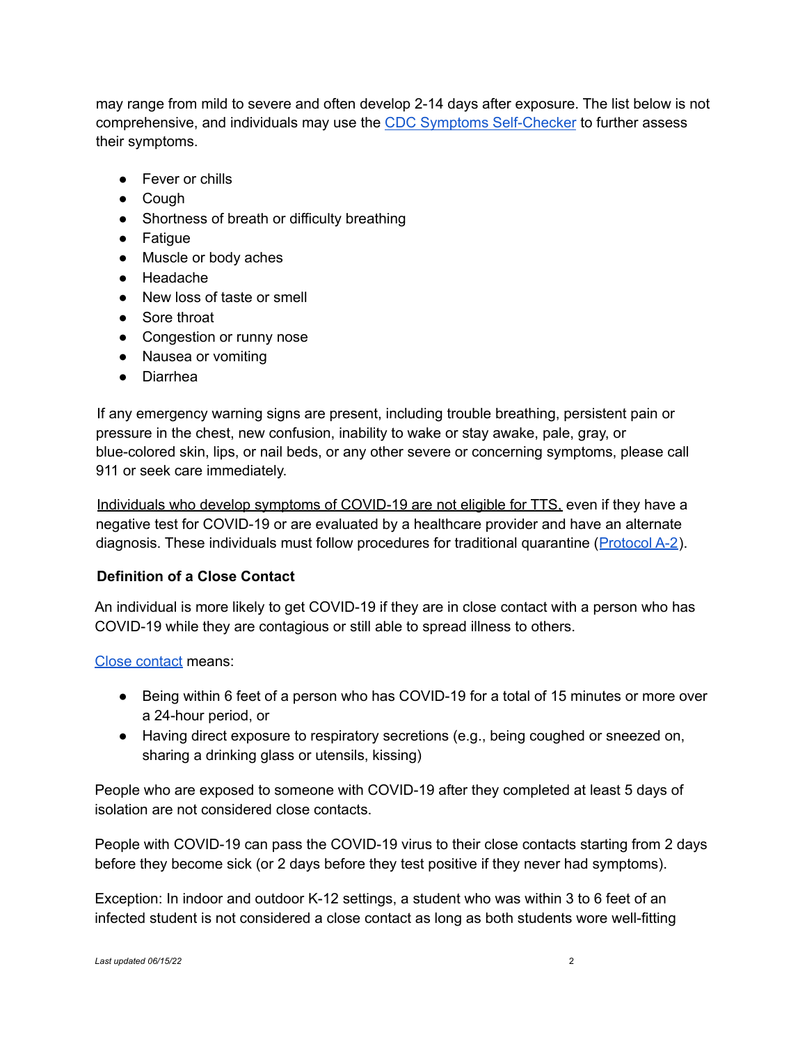may range from mild to severe and often develop 2-14 days after exposure. The list below is not comprehensive, and individuals may use the [CDC Symptoms Self-Checker] to further assess their symptoms.

- Fever or chills
- Cough
- Shortness of breath or difficulty breathing
- Fatigue
- Muscle or body aches
- Headache
- New loss of taste or smell
- Sore throat
- Congestion or runny nose
- Nausea or vomiting
- Diarrhea

If any emergency warning signs are present, including trouble breathing, persistent pain or pressure in the chest, new confusion, inability to wake or stay awake, pale, gray, or blue-colored skin, lips, or nail beds, or any other severe or concerning symptoms, please call 911 or seek care immediately.

Individuals who develop symptoms of COVID-19 are not eligible for TTS, even if they have a negative test for COVID-19 or are evaluated by a healthcare provider and have an alternate diagnosis. These individuals must follow procedures for traditional quarantine ([Protocol A-2]).

**Definition of a Close Contact**

An individual is more likely to get COVID-19 if they are in close contact with a person who has COVID-19 while they are contagious or still able to spread illness to others.

[Close contact] means:

- Being within 6 feet of a person who has COVID-19 for a total of 15 minutes or more over a 24-hour period, or
- Having direct exposure to respiratory secretions (e.g., being coughed or sneezed on, sharing a drinking glass or utensils, kissing)

People who are exposed to someone with COVID-19 after they completed at least 5 days of isolation are not considered close contacts.

People with COVID-19 can pass the COVID-19 virus to their close contacts starting from 2 days before they become sick (or 2 days before they test positive if they never had symptoms).

Exception: In indoor and outdoor K-12 settings, a student who was within 3 to 6 feet of an infected student is not considered a close contact as long as both students wore well-fitting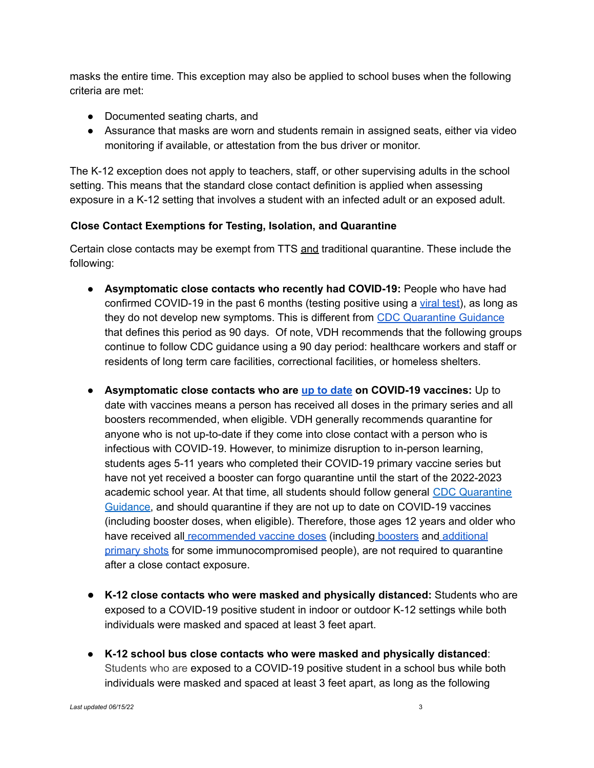masks the entire time. This exception may also be applied to school buses when the following criteria are met:

- Documented seating charts, and
- Assurance that masks are worn and students remain in assigned seats, either via video monitoring if available, or attestation from the bus driver or monitor.

The K-12 exception does not apply to teachers, staff, or other supervising adults in the school setting. This means that the standard close contact definition is applied when assessing exposure in a K-12 setting that involves a student with an infected adult or an exposed adult.

### Close Contact Exemptions for Testing, Isolation, and Quarantine

Certain close contacts may be exempt from TTS and traditional quarantine. These include the following:

- **Asymptomatic close contacts who recently had COVID-19:** People who have had confirmed COVID-19 in the past 6 months (testing positive using a viral test), as long as they do not develop new symptoms. This is different from CDC Quarantine Guidance that defines this period as 90 days. Of note, VDH recommends that the following groups continue to follow CDC guidance using a 90 day period: healthcare workers and staff or residents of long term care facilities, correctional facilities, or homeless shelters.

- **Asymptomatic close contacts who are up to date on COVID-19 vaccines:** Up to date with vaccines means a person has received all doses in the primary series and all boosters recommended, when eligible. VDH generally recommends quarantine for anyone who is not up-to-date if they come into close contact with a person who is infectious with COVID-19. However, to minimize disruption to in-person learning, students ages 5-11 years who completed their COVID-19 primary vaccine series but have not yet received a booster can forgo quarantine until the start of the 2022-2023 academic school year. At that time, all students should follow general CDC Quarantine Guidance, and should quarantine if they are not up to date on COVID-19 vaccines (including booster doses, when eligible). Therefore, those ages 12 years and older who have received all recommended vaccine doses (including boosters and additional primary shots for some immunocompromised people), are not required to quarantine after a close contact exposure.

- **K-12 close contacts who were masked and physically distanced:** Students who are exposed to a COVID-19 positive student in indoor or outdoor K-12 settings while both individuals were masked and spaced at least 3 feet apart.

- **K-12 school bus close contacts who were masked and physically distanced**: Students who are exposed to a COVID-19 positive student in a school bus while both individuals were masked and spaced at least 3 feet apart, as long as the following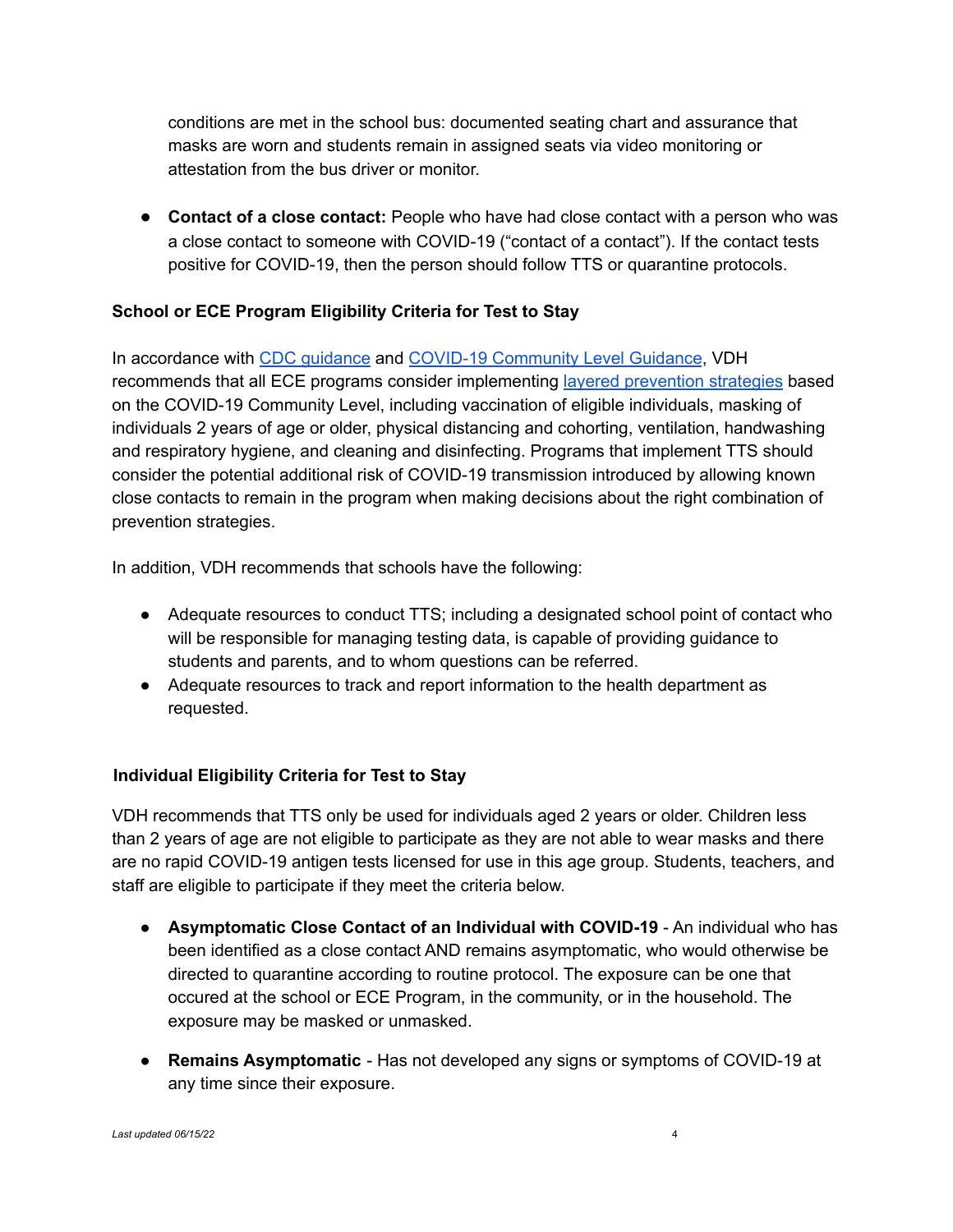conditions are met in the school bus: documented seating chart and assurance that masks are worn and students remain in assigned seats via video monitoring or attestation from the bus driver or monitor.

- **Contact of a close contact:** People who have had close contact with a person who was a close contact to someone with COVID-19 ("contact of a contact"). If the contact tests positive for COVID-19, then the person should follow TTS or quarantine protocols.

### School or ECE Program Eligibility Criteria for Test to Stay

In accordance with [CDC guidance]() and [COVID-19 Community Level Guidance](), VDH recommends that all ECE programs consider implementing [layered prevention strategies]() based on the COVID-19 Community Level, including vaccination of eligible individuals, masking of individuals 2 years of age or older, physical distancing and cohorting, ventilation, handwashing and respiratory hygiene, and cleaning and disinfecting. Programs that implement TTS should consider the potential additional risk of COVID-19 transmission introduced by allowing known close contacts to remain in the program when making decisions about the right combination of prevention strategies.

In addition, VDH recommends that schools have the following:

- Adequate resources to conduct TTS; including a designated school point of contact who will be responsible for managing testing data, is capable of providing guidance to students and parents, and to whom questions can be referred.
- Adequate resources to track and report information to the health department as requested.

### Individual Eligibility Criteria for Test to Stay

VDH recommends that TTS only be used for individuals aged 2 years or older. Children less than 2 years of age are not eligible to participate as they are not able to wear masks and there are no rapid COVID-19 antigen tests licensed for use in this age group. Students, teachers, and staff are eligible to participate if they meet the criteria below.

- **Asymptomatic Close Contact of an Individual with COVID-19** - An individual who has been identified as a close contact AND remains asymptomatic, who would otherwise be directed to quarantine according to routine protocol. The exposure can be one that occured at the school or ECE Program, in the community, or in the household. The exposure may be masked or unmasked.

- **Remains Asymptomatic** - Has not developed any signs or symptoms of COVID-19 at any time since their exposure.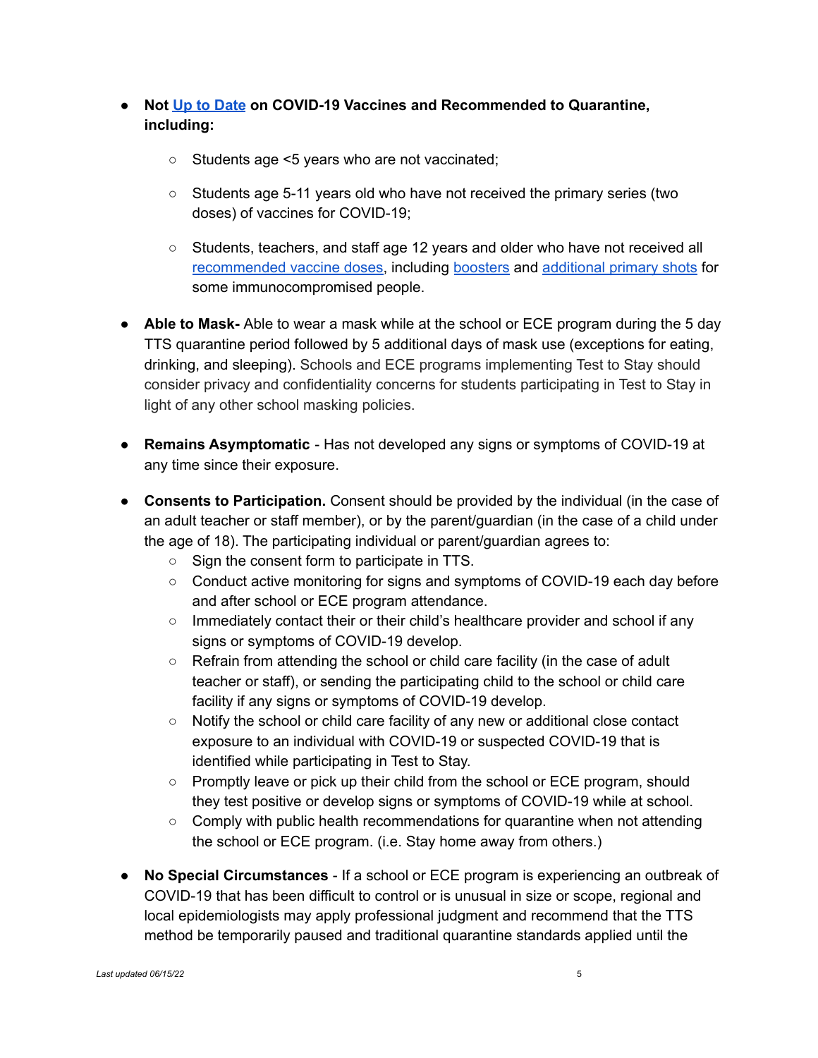- **Not Up to Date on COVID-19 Vaccines and Recommended to Quarantine, including:**
  - Students age <5 years who are not vaccinated;
  - Students age 5-11 years old who have not received the primary series (two doses) of vaccines for COVID-19;
  - Students, teachers, and staff age 12 years and older who have not received all recommended vaccine doses, including boosters and additional primary shots for some immunocompromised people.

- **Able to Mask-** Able to wear a mask while at the school or ECE program during the 5 day TTS quarantine period followed by 5 additional days of mask use (exceptions for eating, drinking, and sleeping). Schools and ECE programs implementing Test to Stay should consider privacy and confidentiality concerns for students participating in Test to Stay in light of any other school masking policies.

- **Remains Asymptomatic** - Has not developed any signs or symptoms of COVID-19 at any time since their exposure.

- **Consents to Participation.** Consent should be provided by the individual (in the case of an adult teacher or staff member), or by the parent/guardian (in the case of a child under the age of 18). The participating individual or parent/guardian agrees to:
  - Sign the consent form to participate in TTS.
  - Conduct active monitoring for signs and symptoms of COVID-19 each day before and after school or ECE program attendance.
  - Immediately contact their or their child's healthcare provider and school if any signs or symptoms of COVID-19 develop.
  - Refrain from attending the school or child care facility (in the case of adult teacher or staff), or sending the participating child to the school or child care facility if any signs or symptoms of COVID-19 develop.
  - Notify the school or child care facility of any new or additional close contact exposure to an individual with COVID-19 or suspected COVID-19 that is identified while participating in Test to Stay.
  - Promptly leave or pick up their child from the school or ECE program, should they test positive or develop signs or symptoms of COVID-19 while at school.
  - Comply with public health recommendations for quarantine when not attending the school or ECE program. (i.e. Stay home away from others.)

- **No Special Circumstances** - If a school or ECE program is experiencing an outbreak of COVID-19 that has been difficult to control or is unusual in size or scope, regional and local epidemiologists may apply professional judgment and recommend that the TTS method be temporarily paused and traditional quarantine standards applied until the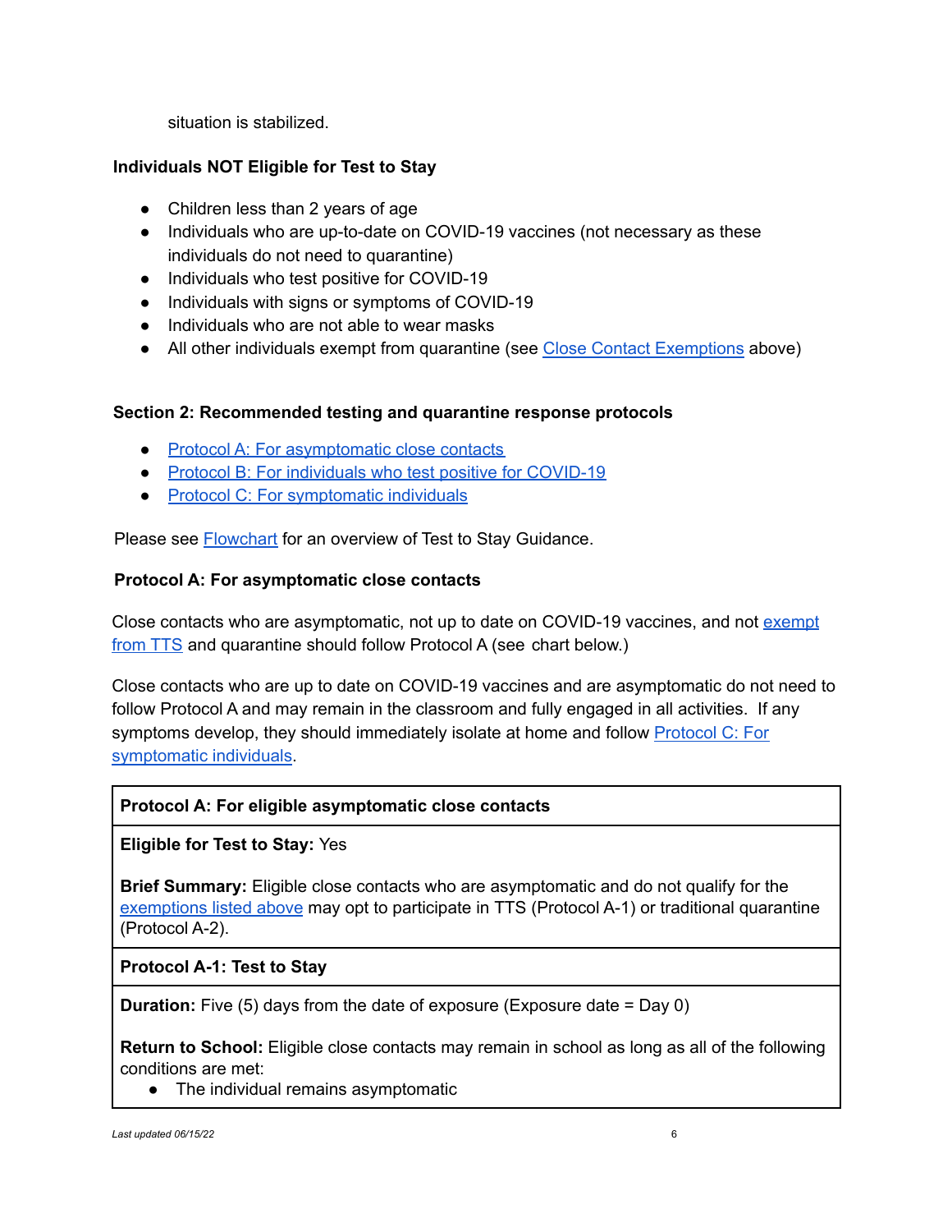situation is stabilized.

**Individuals NOT Eligible for Test to Stay**

- Children less than 2 years of age
- Individuals who are up-to-date on COVID-19 vaccines (not necessary as these individuals do not need to quarantine)
- Individuals who test positive for COVID-19
- Individuals with signs or symptoms of COVID-19
- Individuals who are not able to wear masks
- All other individuals exempt from quarantine (see Close Contact Exemptions above)

### Section 2: Recommended testing and quarantine response protocols

- Protocol A: For asymptomatic close contacts
- Protocol B: For individuals who test positive for COVID-19
- Protocol C: For symptomatic individuals

Please see Flowchart for an overview of Test to Stay Guidance.

#### Protocol A: For asymptomatic close contacts

Close contacts who are asymptomatic, not up to date on COVID-19 vaccines, and not exempt from TTS and quarantine should follow Protocol A (see chart below.)

Close contacts who are up to date on COVID-19 vaccines and are asymptomatic do not need to follow Protocol A and may remain in the classroom and fully engaged in all activities. If any symptoms develop, they should immediately isolate at home and follow Protocol C: For symptomatic individuals.

| **Protocol A: For eligible asymptomatic close contacts** |
|---|
| **Eligible for Test to Stay:** Yes<br><br>**Brief Summary:** Eligible close contacts who are asymptomatic and do not qualify for the exemptions listed above may opt to participate in TTS (Protocol A-1) or traditional quarantine (Protocol A-2). |
| **Protocol A-1: Test to Stay** |
| **Duration:** Five (5) days from the date of exposure (Exposure date = Day 0)<br><br>**Return to School:** Eligible close contacts may remain in school as long as all of the following conditions are met:<br>• The individual remains asymptomatic |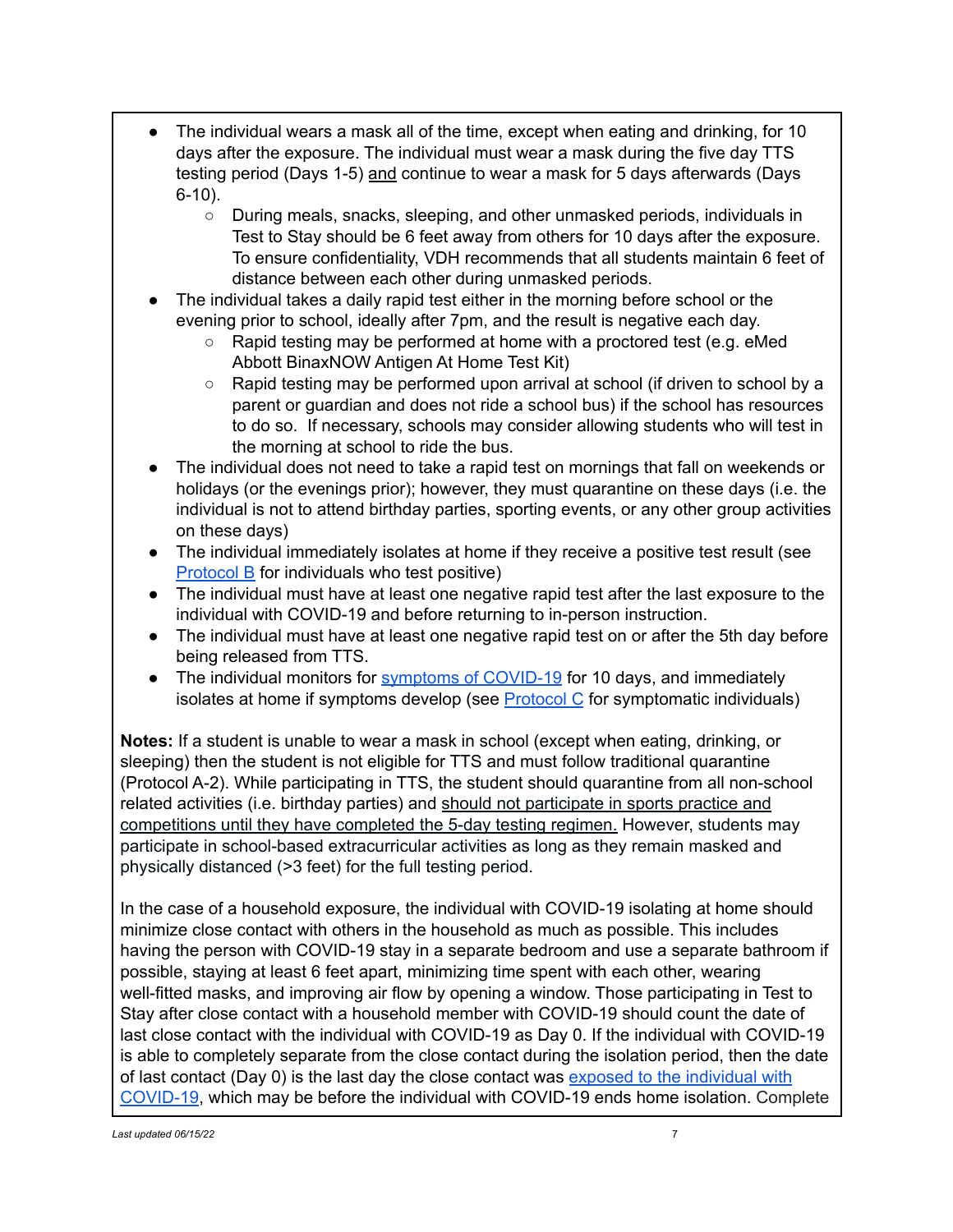- The individual wears a mask all of the time, except when eating and drinking, for 10 days after the exposure. The individual must wear a mask during the five day TTS testing period (Days 1-5) and continue to wear a mask for 5 days afterwards (Days 6-10).
    - During meals, snacks, sleeping, and other unmasked periods, individuals in Test to Stay should be 6 feet away from others for 10 days after the exposure. To ensure confidentiality, VDH recommends that all students maintain 6 feet of distance between each other during unmasked periods.
- The individual takes a daily rapid test either in the morning before school or the evening prior to school, ideally after 7pm, and the result is negative each day.
    - Rapid testing may be performed at home with a proctored test (e.g. eMed Abbott BinaxNOW Antigen At Home Test Kit)
    - Rapid testing may be performed upon arrival at school (if driven to school by a parent or guardian and does not ride a school bus) if the school has resources to do so. If necessary, schools may consider allowing students who will test in the morning at school to ride the bus.
- The individual does not need to take a rapid test on mornings that fall on weekends or holidays (or the evenings prior); however, they must quarantine on these days (i.e. the individual is not to attend birthday parties, sporting events, or any other group activities on these days)
- The individual immediately isolates at home if they receive a positive test result (see Protocol B for individuals who test positive)
- The individual must have at least one negative rapid test after the last exposure to the individual with COVID-19 and before returning to in-person instruction.
- The individual must have at least one negative rapid test on or after the 5th day before being released from TTS.
- The individual monitors for symptoms of COVID-19 for 10 days, and immediately isolates at home if symptoms develop (see Protocol C for symptomatic individuals)

**Notes:** If a student is unable to wear a mask in school (except when eating, drinking, or sleeping) then the student is not eligible for TTS and must follow traditional quarantine (Protocol A-2). While participating in TTS, the student should quarantine from all non-school related activities (i.e. birthday parties) and should not participate in sports practice and competitions until they have completed the 5-day testing regimen. However, students may participate in school-based extracurricular activities as long as they remain masked and physically distanced (>3 feet) for the full testing period.

In the case of a household exposure, the individual with COVID-19 isolating at home should minimize close contact with others in the household as much as possible. This includes having the person with COVID-19 stay in a separate bedroom and use a separate bathroom if possible, staying at least 6 feet apart, minimizing time spent with each other, wearing well-fitted masks, and improving air flow by opening a window. Those participating in Test to Stay after close contact with a household member with COVID-19 should count the date of last close contact with the individual with COVID-19 as Day 0. If the individual with COVID-19 is able to completely separate from the close contact during the isolation period, then the date of last contact (Day 0) is the last day the close contact was exposed to the individual with COVID-19, which may be before the individual with COVID-19 ends home isolation. Complete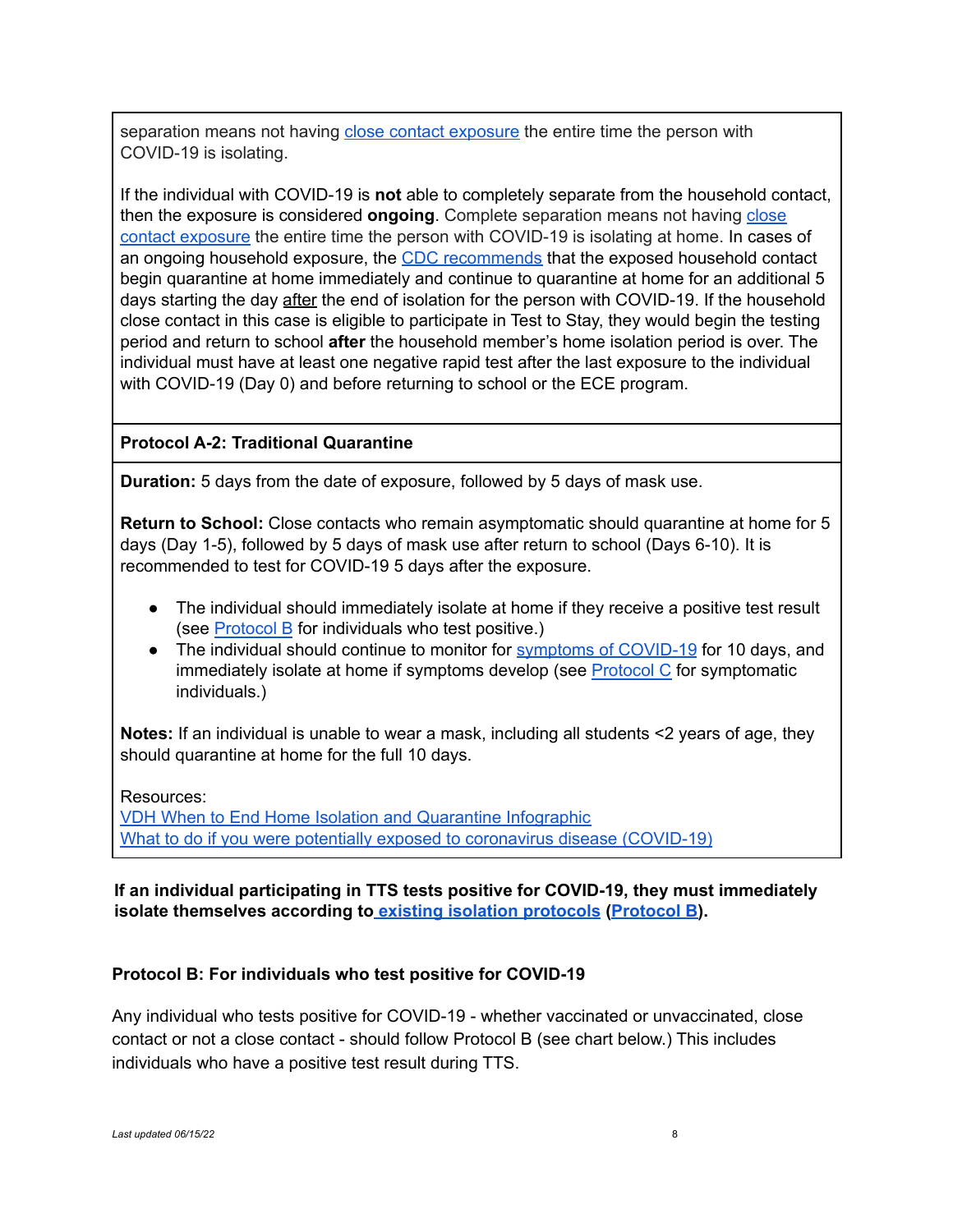separation means not having close contact exposure the entire time the person with COVID-19 is isolating.

If the individual with COVID-19 is **not** able to completely separate from the household contact, then the exposure is considered **ongoing**. Complete separation means not having close contact exposure the entire time the person with COVID-19 is isolating at home. In cases of an ongoing household exposure, the CDC recommends that the exposed household contact begin quarantine at home immediately and continue to quarantine at home for an additional 5 days starting the day after the end of isolation for the person with COVID-19. If the household close contact in this case is eligible to participate in Test to Stay, they would begin the testing period and return to school **after** the household member's home isolation period is over. The individual must have at least one negative rapid test after the last exposure to the individual with COVID-19 (Day 0) and before returning to school or the ECE program.

**Protocol A-2: Traditional Quarantine**

**Duration:** 5 days from the date of exposure, followed by 5 days of mask use.

**Return to School:** Close contacts who remain asymptomatic should quarantine at home for 5 days (Day 1-5), followed by 5 days of mask use after return to school (Days 6-10). It is recommended to test for COVID-19 5 days after the exposure.

- The individual should immediately isolate at home if they receive a positive test result (see Protocol B for individuals who test positive.)
- The individual should continue to monitor for symptoms of COVID-19 for 10 days, and immediately isolate at home if symptoms develop (see Protocol C for symptomatic individuals.)

**Notes:** If an individual is unable to wear a mask, including all students <2 years of age, they should quarantine at home for the full 10 days.

Resources:
VDH When to End Home Isolation and Quarantine Infographic
What to do if you were potentially exposed to coronavirus disease (COVID-19)

**If an individual participating in TTS tests positive for COVID-19, they must immediately isolate themselves according to existing isolation protocols (Protocol B).**

### Protocol B: For individuals who test positive for COVID-19

Any individual who tests positive for COVID-19 - whether vaccinated or unvaccinated, close contact or not a close contact - should follow Protocol B (see chart below.) This includes individuals who have a positive test result during TTS.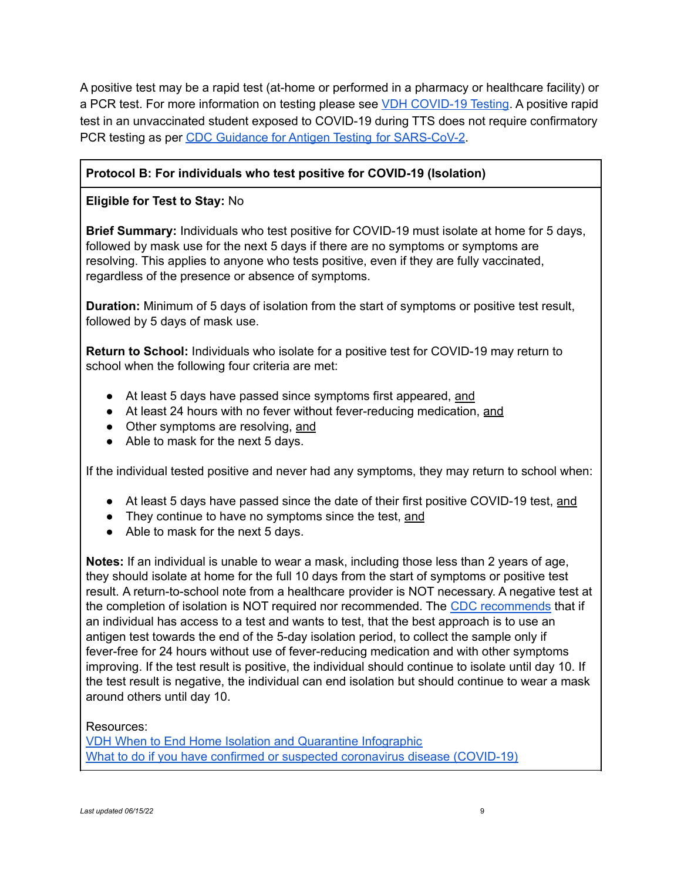A positive test may be a rapid test (at-home or performed in a pharmacy or healthcare facility) or a PCR test. For more information on testing please see [VDH COVID-19 Testing](). A positive rapid test in an unvaccinated student exposed to COVID-19 during TTS does not require confirmatory PCR testing as per [CDC Guidance for Antigen Testing for SARS-CoV-2]().

### Protocol B: For individuals who test positive for COVID-19 (Isolation)

**Eligible for Test to Stay:** No

**Brief Summary:** Individuals who test positive for COVID-19 must isolate at home for 5 days, followed by mask use for the next 5 days if there are no symptoms or symptoms are resolving. This applies to anyone who tests positive, even if they are fully vaccinated, regardless of the presence or absence of symptoms.

**Duration:** Minimum of 5 days of isolation from the start of symptoms or positive test result, followed by 5 days of mask use.

**Return to School:** Individuals who isolate for a positive test for COVID-19 may return to school when the following four criteria are met:

- At least 5 days have passed since symptoms first appeared, and
- At least 24 hours with no fever without fever-reducing medication, and
- Other symptoms are resolving, and
- Able to mask for the next 5 days.

If the individual tested positive and never had any symptoms, they may return to school when:

- At least 5 days have passed since the date of their first positive COVID-19 test, and
- They continue to have no symptoms since the test, and
- Able to mask for the next 5 days.

**Notes:** If an individual is unable to wear a mask, including those less than 2 years of age, they should isolate at home for the full 10 days from the start of symptoms or positive test result. A return-to-school note from a healthcare provider is NOT necessary. A negative test at the completion of isolation is NOT required nor recommended. The [CDC recommends]() that if an individual has access to a test and wants to test, that the best approach is to use an antigen test towards the end of the 5-day isolation period, to collect the sample only if fever-free for 24 hours without use of fever-reducing medication and with other symptoms improving. If the test result is positive, the individual should continue to isolate until day 10. If the test result is negative, the individual can end isolation but should continue to wear a mask around others until day 10.

Resources:
[VDH When to End Home Isolation and Quarantine Infographic]()
[What to do if you have confirmed or suspected coronavirus disease (COVID-19)]()

*Last updated 06/15/22*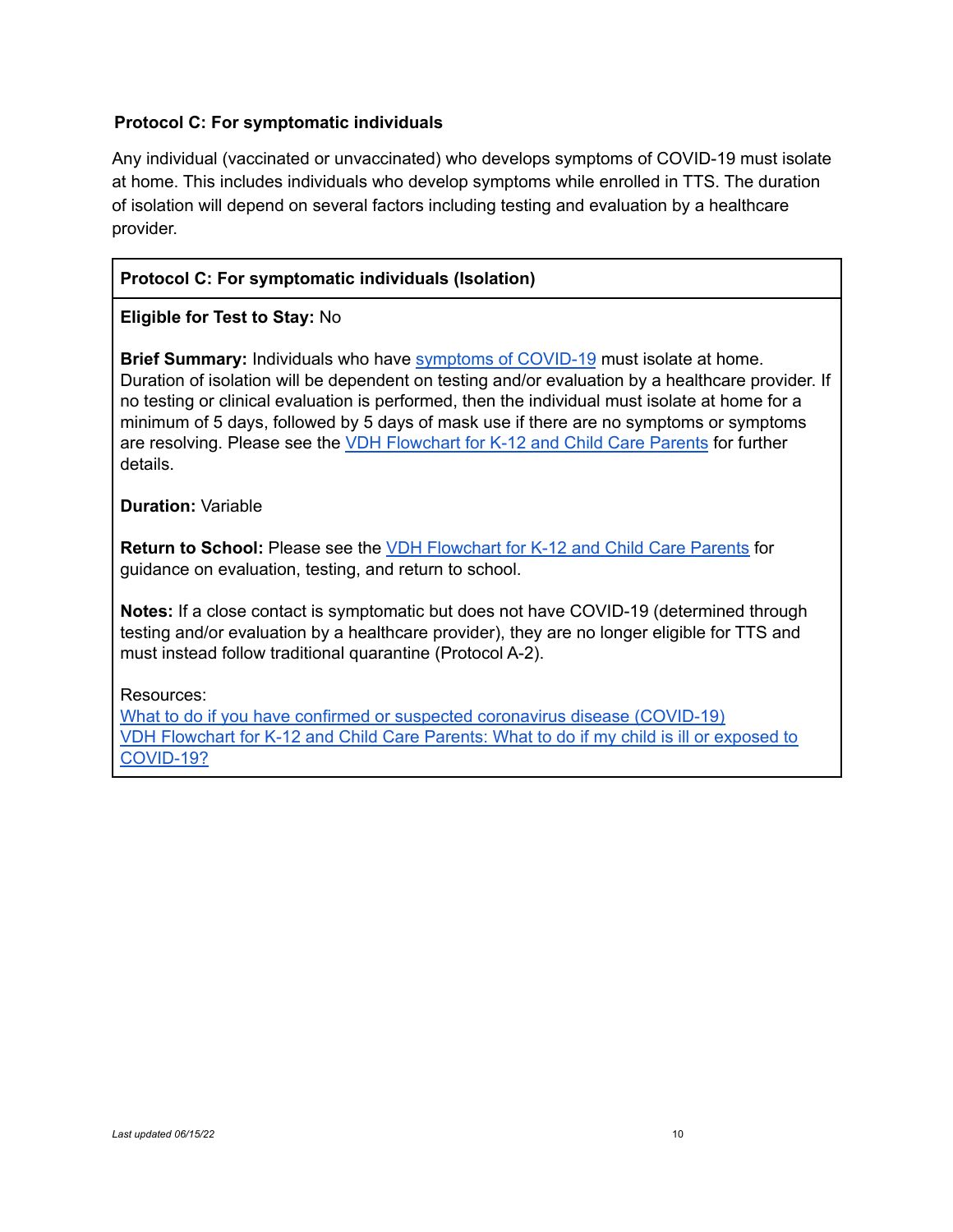### Protocol C: For symptomatic individuals

Any individual (vaccinated or unvaccinated) who develops symptoms of COVID-19 must isolate at home. This includes individuals who develop symptoms while enrolled in TTS. The duration of isolation will depend on several factors including testing and evaluation by a healthcare provider.

**Protocol C: For symptomatic individuals (Isolation)**

**Eligible for Test to Stay:** No

**Brief Summary:** Individuals who have symptoms of COVID-19 must isolate at home. Duration of isolation will be dependent on testing and/or evaluation by a healthcare provider. If no testing or clinical evaluation is performed, then the individual must isolate at home for a minimum of 5 days, followed by 5 days of mask use if there are no symptoms or symptoms are resolving. Please see the VDH Flowchart for K-12 and Child Care Parents for further details.

**Duration:** Variable

**Return to School:** Please see the VDH Flowchart for K-12 and Child Care Parents for guidance on evaluation, testing, and return to school.

**Notes:** If a close contact is symptomatic but does not have COVID-19 (determined through testing and/or evaluation by a healthcare provider), they are no longer eligible for TTS and must instead follow traditional quarantine (Protocol A-2).

Resources:
What to do if you have confirmed or suspected coronavirus disease (COVID-19)
VDH Flowchart for K-12 and Child Care Parents: What to do if my child is ill or exposed to COVID-19?

*Last updated 06/15/22*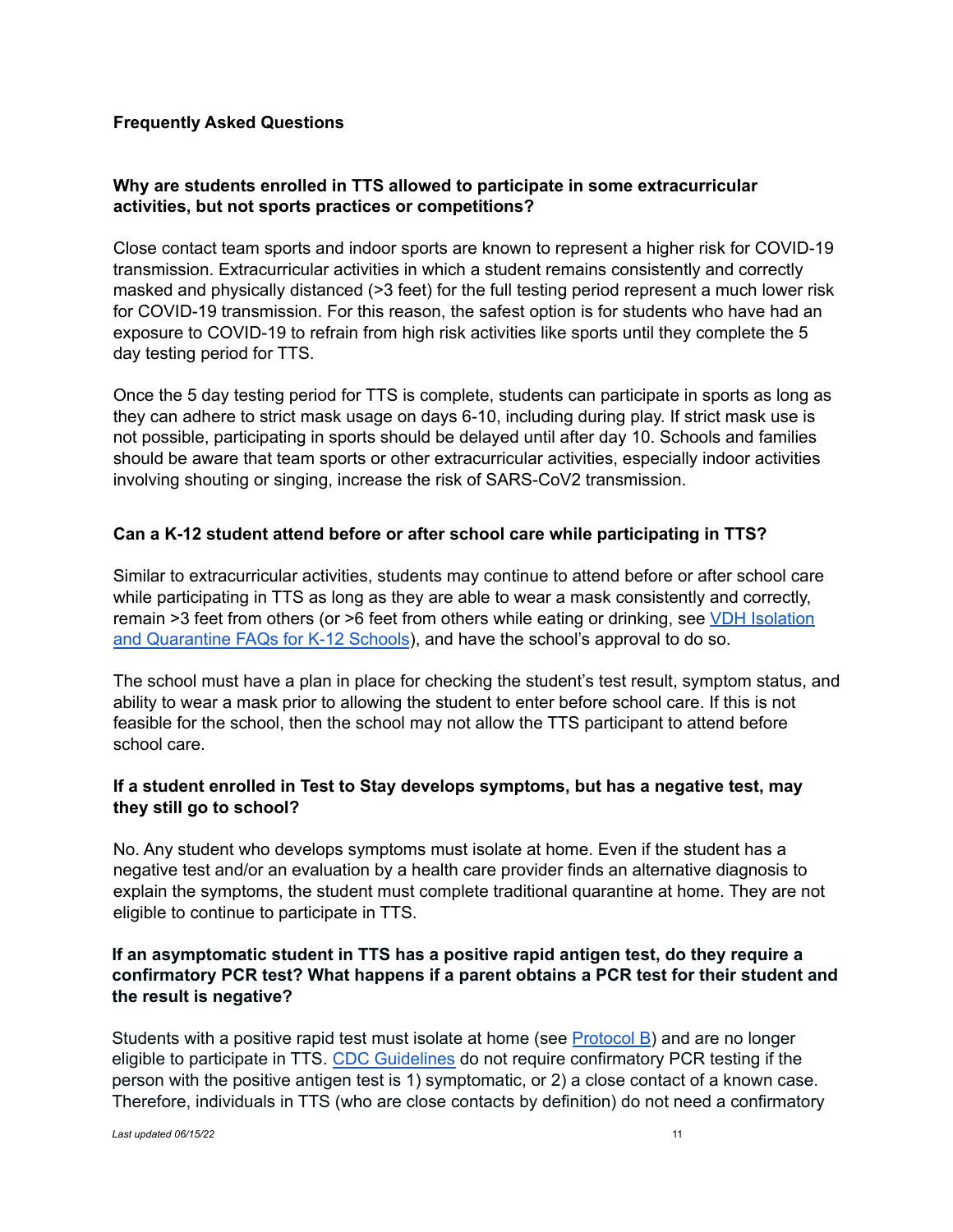**Frequently Asked Questions**

**Why are students enrolled in TTS allowed to participate in some extracurricular activities, but not sports practices or competitions?**

Close contact team sports and indoor sports are known to represent a higher risk for COVID-19 transmission. Extracurricular activities in which a student remains consistently and correctly masked and physically distanced (>3 feet) for the full testing period represent a much lower risk for COVID-19 transmission. For this reason, the safest option is for students who have had an exposure to COVID-19 to refrain from high risk activities like sports until they complete the 5 day testing period for TTS.

Once the 5 day testing period for TTS is complete, students can participate in sports as long as they can adhere to strict mask usage on days 6-10, including during play. If strict mask use is not possible, participating in sports should be delayed until after day 10. Schools and families should be aware that team sports or other extracurricular activities, especially indoor activities involving shouting or singing, increase the risk of SARS-CoV2 transmission.

**Can a K-12 student attend before or after school care while participating in TTS?**

Similar to extracurricular activities, students may continue to attend before or after school care while participating in TTS as long as they are able to wear a mask consistently and correctly, remain >3 feet from others (or >6 feet from others while eating or drinking, see [VDH Isolation and Quarantine FAQs for K-12 Schools]), and have the school's approval to do so.

The school must have a plan in place for checking the student's test result, symptom status, and ability to wear a mask prior to allowing the student to enter before school care. If this is not feasible for the school, then the school may not allow the TTS participant to attend before school care.

**If a student enrolled in Test to Stay develops symptoms, but has a negative test, may they still go to school?**

No. Any student who develops symptoms must isolate at home. Even if the student has a negative test and/or an evaluation by a health care provider finds an alternative diagnosis to explain the symptoms, the student must complete traditional quarantine at home. They are not eligible to continue to participate in TTS.

**If an asymptomatic student in TTS has a positive rapid antigen test, do they require a confirmatory PCR test? What happens if a parent obtains a PCR test for their student and the result is negative?**

Students with a positive rapid test must isolate at home (see [Protocol B]) and are no longer eligible to participate in TTS. [CDC Guidelines] do not require confirmatory PCR testing if the person with the positive antigen test is 1) symptomatic, or 2) a close contact of a known case. Therefore, individuals in TTS (who are close contacts by definition) do not need a confirmatory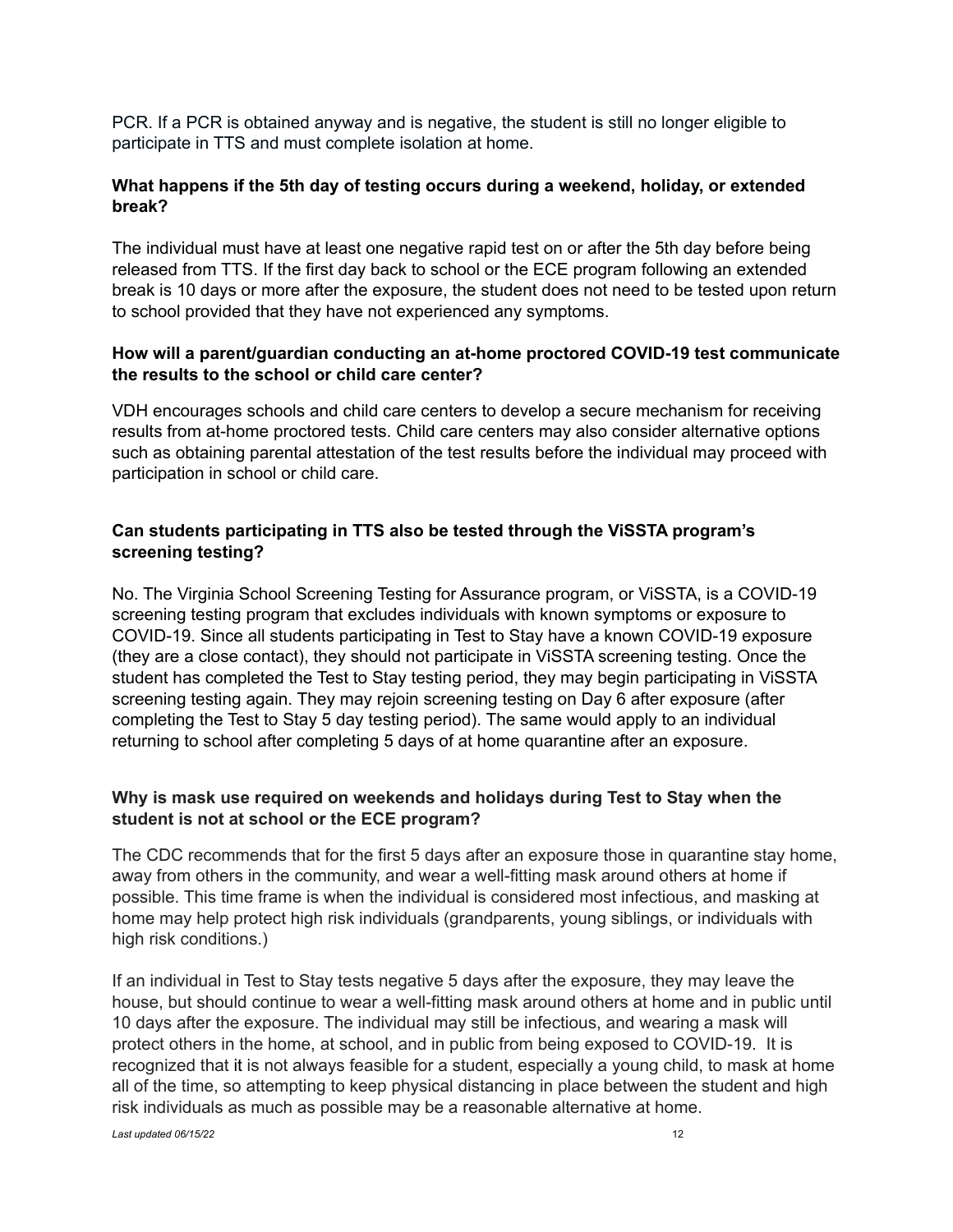PCR. If a PCR is obtained anyway and is negative, the student is still no longer eligible to participate in TTS and must complete isolation at home.

**What happens if the 5th day of testing occurs during a weekend, holiday, or extended break?**

The individual must have at least one negative rapid test on or after the 5th day before being released from TTS. If the first day back to school or the ECE program following an extended break is 10 days or more after the exposure, the student does not need to be tested upon return to school provided that they have not experienced any symptoms.

**How will a parent/guardian conducting an at-home proctored COVID-19 test communicate the results to the school or child care center?**

VDH encourages schools and child care centers to develop a secure mechanism for receiving results from at-home proctored tests. Child care centers may also consider alternative options such as obtaining parental attestation of the test results before the individual may proceed with participation in school or child care.

**Can students participating in TTS also be tested through the ViSSTA program's screening testing?**

No. The Virginia School Screening Testing for Assurance program, or ViSSTA, is a COVID-19 screening testing program that excludes individuals with known symptoms or exposure to COVID-19. Since all students participating in Test to Stay have a known COVID-19 exposure (they are a close contact), they should not participate in ViSSTA screening testing. Once the student has completed the Test to Stay testing period, they may begin participating in ViSSTA screening testing again. They may rejoin screening testing on Day 6 after exposure (after completing the Test to Stay 5 day testing period). The same would apply to an individual returning to school after completing 5 days of at home quarantine after an exposure.

**Why is mask use required on weekends and holidays during Test to Stay when the student is not at school or the ECE program?**

The CDC recommends that for the first 5 days after an exposure those in quarantine stay home, away from others in the community, and wear a well-fitting mask around others at home if possible. This time frame is when the individual is considered most infectious, and masking at home may help protect high risk individuals (grandparents, young siblings, or individuals with high risk conditions.)

If an individual in Test to Stay tests negative 5 days after the exposure, they may leave the house, but should continue to wear a well-fitting mask around others at home and in public until 10 days after the exposure. The individual may still be infectious, and wearing a mask will protect others in the home, at school, and in public from being exposed to COVID-19. It is recognized that it is not always feasible for a student, especially a young child, to mask at home all of the time, so attempting to keep physical distancing in place between the student and high risk individuals as much as possible may be a reasonable alternative at home.

*Last updated 06/15/22*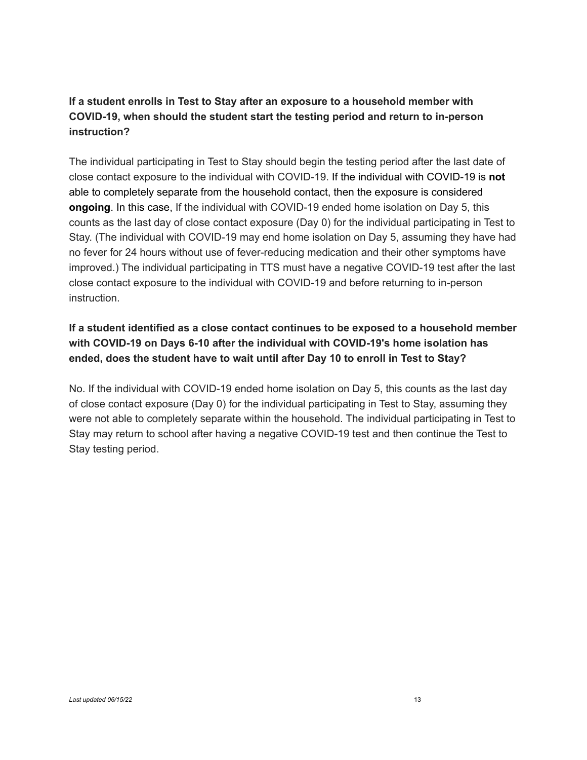**If a student enrolls in Test to Stay after an exposure to a household member with COVID-19, when should the student start the testing period and return to in-person instruction?**

The individual participating in Test to Stay should begin the testing period after the last date of close contact exposure to the individual with COVID-19. If the individual with COVID-19 is **not** able to completely separate from the household contact, then the exposure is considered **ongoing**. In this case, If the individual with COVID-19 ended home isolation on Day 5, this counts as the last day of close contact exposure (Day 0) for the individual participating in Test to Stay. (The individual with COVID-19 may end home isolation on Day 5, assuming they have had no fever for 24 hours without use of fever-reducing medication and their other symptoms have improved.) The individual participating in TTS must have a negative COVID-19 test after the last close contact exposure to the individual with COVID-19 and before returning to in-person instruction.

**If a student identified as a close contact continues to be exposed to a household member with COVID-19 on Days 6-10 after the individual with COVID-19's home isolation has ended, does the student have to wait until after Day 10 to enroll in Test to Stay?**

No. If the individual with COVID-19 ended home isolation on Day 5, this counts as the last day of close contact exposure (Day 0) for the individual participating in Test to Stay, assuming they were not able to completely separate within the household. The individual participating in Test to Stay may return to school after having a negative COVID-19 test and then continue the Test to Stay testing period.

*Last updated 06/15/22*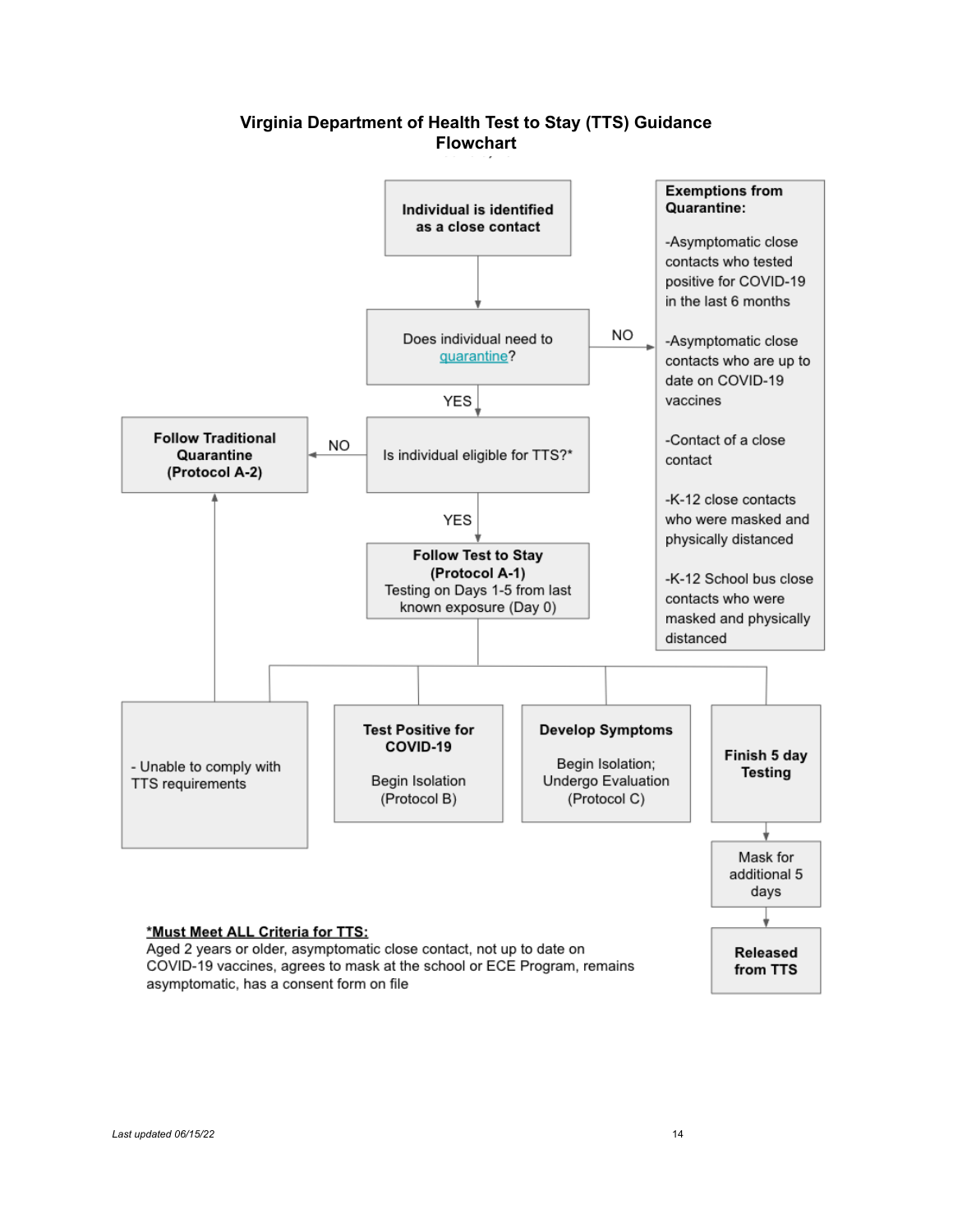# Virginia Department of Health Test to Stay (TTS) Guidance Flowchart

**Individual is identified as a close contact**

Does individual need to quarantine?

NO

**Exemptions from Quarantine:**

-Asymptomatic close contacts who tested positive for COVID-19 in the last 6 months

-Asymptomatic close contacts who are up to date on COVID-19 vaccines

-Contact of a close contact

-K-12 close contacts who were masked and physically distanced

-K-12 School bus close contacts who were masked and physically distanced

YES

Is individual eligible for TTS?*

NO

**Follow Traditional Quarantine (Protocol A-2)**

YES

**Follow Test to Stay (Protocol A-1)**
Testing on Days 1-5 from last known exposure (Day 0)

- Unable to comply with TTS requirements

**Test Positive for COVID-19**
Begin Isolation (Protocol B)

**Develop Symptoms**
Begin Isolation; Undergo Evaluation (Protocol C)

**Finish 5 day Testing**

Mask for additional 5 days

**Released from TTS**

***Must Meet ALL Criteria for TTS:**
Aged 2 years or older, asymptomatic close contact, not up to date on COVID-19 vaccines, agrees to mask at the school or ECE Program, remains asymptomatic, has a consent form on file

*Last updated 06/15/22*